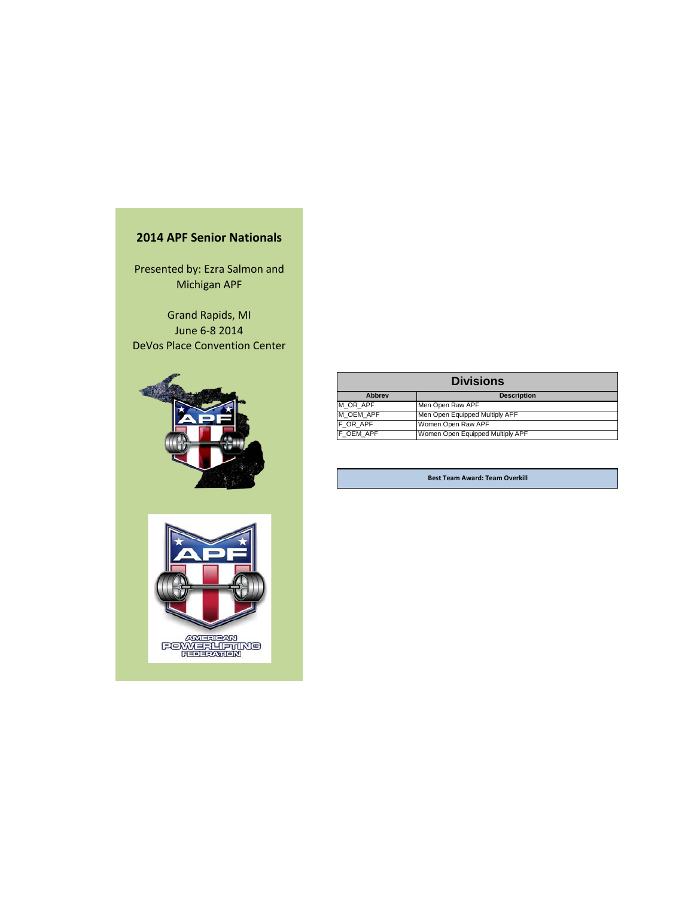# 2014 APF Senior Nationals

Presented by: Ezra Salmon and Michigan APF

Grand Rapids, MI
June 6-8 2014
DeVos Place Convention Center

AMERICAN POWERLIFTING FEDERATION

## Divisions

| Abbrev | Description |
|---|---|
| M_OR_APF | Men Open Raw APF |
| M_OEM_APF | Men Open Equipped Multiply APF |
| F_OR_APF | Women Open Raw APF |
| F_OEM_APF | Women Open Equipped Multiply APF |

**Best Team Award: Team Overkill**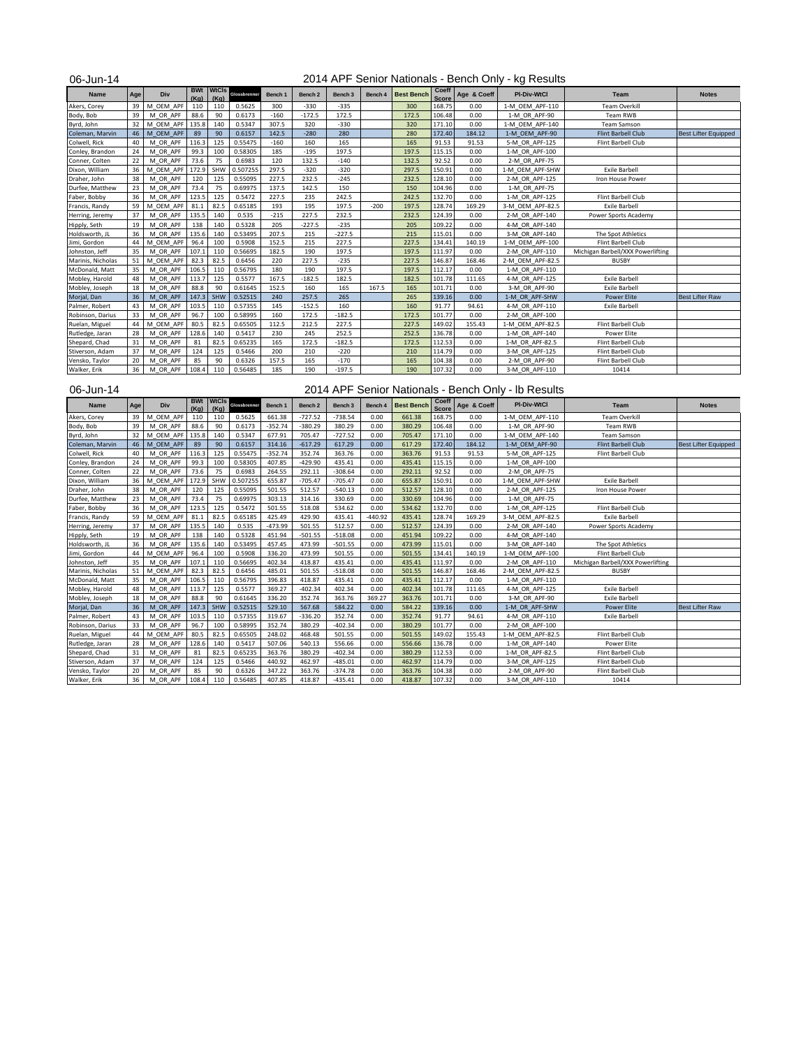06-Jun-14

## 2014 APF Senior Nationals - Bench Only - kg Results

| Name | Age | Div | BWt (Kg) | WtCls (Kg) | Glossbrenner | Bench 1 | Bench 2 | Bench 3 | Bench 4 | Best Bench | Coeff Score | Age & Coeff | Pl-Div-WtCl | Team | Notes |
|---|---|---|---|---|---|---|---|---|---|---|---|---|---|---|---|
| Akers, Corey | 39 | M_OEM_APF | 110 | 110 | 0.5625 | 300 | -330 | -335 | | 300 | 168.75 | 0.00 | 1-M_OEM_APF-110 | Team Overkill | |
| Body, Bob | 39 | M_OR_APF | 88.6 | 90 | 0.6173 | -160 | -172.5 | 172.5 | | 172.5 | 106.48 | 0.00 | 1-M_OR_APF-90 | Team RWB | |
| Byrd, John | 32 | M_OEM_APF | 135.8 | 140 | 0.5347 | 307.5 | 320 | -330 | | 320 | 171.10 | 0.00 | 1-M_OEM_APF-140 | Team Samson | |
| Coleman, Marvin | 46 | M_OEM_APF | 89 | 90 | 0.6157 | 142.5 | -280 | 280 | | 280 | 172.40 | 184.12 | 1-M_OEM_APF-90 | Flint Barbell Club | Best Lifter Equipped |
| Colwell, Rick | 40 | M_OR_APF | 116.3 | 125 | 0.55475 | -160 | 160 | 165 | | 165 | 91.53 | 91.53 | 5-M_OR_APF-125 | Flint Barbell Club | |
| Conley, Brandon | 24 | M_OR_APF | 99.3 | 100 | 0.58305 | 185 | -195 | 197.5 | | 197.5 | 115.15 | 0.00 | 1-M_OR_APF-100 | | |
| Conner, Colten | 22 | M_OR_APF | 73.6 | 75 | 0.6983 | 120 | 132.5 | -140 | | 132.5 | 92.52 | 0.00 | 2-M_OR_APF-75 | | |
| Dixon, William | 36 | M_OEM_APF | 172.9 | SHW | 0.507255 | 297.5 | -320 | -320 | | 297.5 | 150.91 | 0.00 | 1-M_OEM_APF-SHW | Exile Barbell | |
| Draher, John | 38 | M_OR_APF | 120 | 125 | 0.55095 | 227.5 | 232.5 | -245 | | 232.5 | 128.10 | 0.00 | 2-M_OR_APF-125 | Iron House Power | |
| Durfee, Matthew | 23 | M_OR_APF | 73.4 | 75 | 0.69975 | 137.5 | 142.5 | 150 | | 150 | 104.96 | 0.00 | 1-M_OR_APF-75 | | |
| Faber, Bobby | 36 | M_OR_APF | 123.5 | 125 | 0.5472 | 227.5 | 235 | 242.5 | | 242.5 | 132.70 | 0.00 | 1-M_OR_APF-125 | Flint Barbell Club | |
| Francis, Randy | 59 | M_OEM_APF | 81.1 | 82.5 | 0.65185 | 193 | 195 | 197.5 | -200 | 197.5 | 128.74 | 169.29 | 3-M_OEM_APF-82.5 | Exile Barbell | |
| Herring, Jeremy | 37 | M_OR_APF | 135.5 | 140 | 0.535 | -215 | 227.5 | 232.5 | | 232.5 | 124.39 | 0.00 | 2-M_OR_APF-140 | Power Sports Academy | |
| Hipply, Seth | 19 | M_OR_APF | 138 | 140 | 0.5328 | 205 | -227.5 | -235 | | 205 | 109.22 | 0.00 | 4-M_OR_APF-140 | | |
| Holdsworth, JL | 36 | M_OR_APF | 135.6 | 140 | 0.53495 | 207.5 | 215 | -227.5 | | 215 | 115.01 | 0.00 | 3-M_OR_APF-140 | The Spot Athletics | |
| Jimi, Gordon | 44 | M_OEM_APF | 96.4 | 100 | 0.5908 | 152.5 | 215 | 227.5 | | 227.5 | 134.41 | 140.19 | 1-M_OEM_APF-100 | Flint Barbell Club | |
| Johnston, Jeff | 35 | M_OR_APF | 107.1 | 110 | 0.56695 | 182.5 | 190 | 197.5 | | 197.5 | 111.97 | 0.00 | 2-M_OR_APF-110 | Michigan Barbell/XXX Powerlifting | |
| Marinis, Nicholas | 51 | M_OEM_APF | 82.3 | 82.5 | 0.6456 | 220 | 227.5 | -235 | | 227.5 | 146.87 | 168.46 | 2-M_OEM_APF-82.5 | BUSBY | |
| McDonald, Matt | 35 | M_OR_APF | 106.5 | 110 | 0.56795 | 180 | 190 | 197.5 | | 197.5 | 112.17 | 0.00 | 1-M_OR_APF-110 | | |
| Mobley, Harold | 48 | M_OR_APF | 113.7 | 125 | 0.5577 | 167.5 | -182.5 | 182.5 | | 182.5 | 101.78 | 111.65 | 4-M_OR_APF-125 | Exile Barbell | |
| Mobley, Joseph | 18 | M_OR_APF | 88.8 | 90 | 0.61645 | 152.5 | 160 | 165 | 167.5 | 165 | 101.71 | 0.00 | 3-M_OR_APF-90 | Exile Barbell | |
| Morjal, Dan | 36 | M_OR_APF | 147.3 | SHW | 0.52515 | 240 | 257.5 | 265 | | 265 | 139.16 | 0.00 | 1-M_OR_APF-SHW | Power Elite | Best Lifter Raw |
| Palmer, Robert | 43 | M_OR_APF | 103.5 | 110 | 0.57355 | 145 | -152.5 | 160 | | 160 | 91.77 | 94.61 | 4-M_OR_APF-110 | Exile Barbell | |
| Robinson, Darius | 33 | M_OR_APF | 96.7 | 100 | 0.58995 | 160 | 172.5 | -182.5 | | 172.5 | 101.77 | 0.00 | 2-M_OR_APF-100 | | |
| Ruelan, Miguel | 44 | M_OEM_APF | 80.5 | 82.5 | 0.65505 | 112.5 | 212.5 | 227.5 | | 227.5 | 149.02 | 155.43 | 1-M_OEM_APF-82.5 | Flint Barbell Club | |
| Rutledge, Jaran | 28 | M_OR_APF | 128.6 | 140 | 0.5417 | 230 | 245 | 252.5 | | 252.5 | 136.78 | 0.00 | 1-M_OR_APF-140 | Power Elite | |
| Shepard, Chad | 31 | M_OR_APF | 81 | 82.5 | 0.65235 | 165 | 172.5 | -182.5 | | 172.5 | 112.53 | 0.00 | 1-M_OR_APF-82.5 | Flint Barbell Club | |
| Stiverson, Adam | 37 | M_OR_APF | 124 | 125 | 0.5466 | 200 | 210 | -220 | | 210 | 114.79 | 0.00 | 3-M_OR_APF-125 | Flint Barbell Club | |
| Vensko, Taylor | 20 | M_OR_APF | 85 | 90 | 0.6326 | 157.5 | 165 | -170 | | 165 | 104.38 | 0.00 | 2-M_OR_APF-90 | Flint Barbell Club | |
| Walker, Erik | 36 | M_OR_APF | 108.4 | 110 | 0.56485 | 185 | 190 | -197.5 | | 190 | 107.32 | 0.00 | 3-M_OR_APF-110 | 10414 | |

06-Jun-14

## 2014 APF Senior Nationals - Bench Only - lb Results

| Name | Age | Div | BWt (Kg) | WtCls (Kg) | Glossbrenner | Bench 1 | Bench 2 | Bench 3 | Bench 4 | Best Bench | Coeff Score | Age & Coeff | Pl-Div-WtCl | Team | Notes |
|---|---|---|---|---|---|---|---|---|---|---|---|---|---|---|---|
| Akers, Corey | 39 | M_OEM_APF | 110 | 110 | 0.5625 | 661.38 | -727.52 | -738.54 | 0.00 | 661.38 | 168.75 | 0.00 | 1-M_OEM_APF-110 | Team Overkill | |
| Body, Bob | 39 | M_OR_APF | 88.6 | 90 | 0.6173 | -352.74 | -380.29 | 380.29 | 0.00 | 380.29 | 106.48 | 0.00 | 1-M_OR_APF-90 | Team RWB | |
| Byrd, John | 32 | M_OEM_APF | 135.8 | 140 | 0.5347 | 677.91 | 705.47 | -727.52 | 0.00 | 705.47 | 171.10 | 0.00 | 1-M_OEM_APF-140 | Team Samson | |
| Coleman, Marvin | 46 | M_OEM_APF | 89 | 90 | 0.6157 | 314.16 | -617.29 | 617.29 | 0.00 | 617.29 | 172.40 | 184.12 | 1-M_OEM_APF-90 | Flint Barbell Club | Best Lifter Equipped |
| Colwell, Rick | 40 | M_OR_APF | 116.3 | 125 | 0.55475 | -352.74 | 352.74 | 363.76 | 0.00 | 363.76 | 91.53 | 91.53 | 5-M_OR_APF-125 | Flint Barbell Club | |
| Conley, Brandon | 24 | M_OR_APF | 99.3 | 100 | 0.58305 | 407.85 | -429.90 | 435.41 | 0.00 | 435.41 | 115.15 | 0.00 | 1-M_OR_APF-100 | | |
| Conner, Colten | 22 | M_OR_APF | 73.6 | 75 | 0.6983 | 264.55 | 292.11 | -308.64 | 0.00 | 292.11 | 92.52 | 0.00 | 2-M_OR_APF-75 | | |
| Dixon, William | 36 | M_OEM_APF | 172.9 | SHW | 0.507255 | 655.87 | -705.47 | -705.47 | 0.00 | 655.87 | 150.91 | 0.00 | 1-M_OEM_APF-SHW | Exile Barbell | |
| Draher, John | 38 | M_OR_APF | 120 | 125 | 0.55095 | 501.55 | 512.57 | -540.13 | 0.00 | 512.57 | 128.10 | 0.00 | 2-M_OR_APF-125 | Iron House Power | |
| Durfee, Matthew | 23 | M_OR_APF | 73.4 | 75 | 0.69975 | 303.13 | 314.16 | 330.69 | 0.00 | 330.69 | 104.96 | 0.00 | 1-M_OR_APF-75 | | |
| Faber, Bobby | 36 | M_OR_APF | 123.5 | 125 | 0.5472 | 501.55 | 518.08 | 534.62 | 0.00 | 534.62 | 132.70 | 0.00 | 1-M_OR_APF-125 | Flint Barbell Club | |
| Francis, Randy | 59 | M_OEM_APF | 81.1 | 82.5 | 0.65185 | 425.49 | 429.90 | 435.41 | -440.92 | 435.41 | 128.74 | 169.29 | 3-M_OEM_APF-82.5 | Exile Barbell | |
| Herring, Jeremy | 37 | M_OR_APF | 135.5 | 140 | 0.535 | -473.99 | 501.55 | 512.57 | 0.00 | 512.57 | 124.39 | 0.00 | 2-M_OR_APF-140 | Power Sports Academy | |
| Hipply, Seth | 19 | M_OR_APF | 138 | 140 | 0.5328 | 451.94 | -501.55 | -518.08 | 0.00 | 451.94 | 109.22 | 0.00 | 4-M_OR_APF-140 | | |
| Holdsworth, JL | 36 | M_OR_APF | 135.6 | 140 | 0.53495 | 457.45 | 473.99 | -501.55 | 0.00 | 473.99 | 115.01 | 0.00 | 3-M_OR_APF-140 | The Spot Athletics | |
| Jimi, Gordon | 44 | M_OEM_APF | 96.4 | 100 | 0.5908 | 336.20 | 473.99 | 501.55 | 0.00 | 501.55 | 134.41 | 140.19 | 1-M_OEM_APF-100 | Flint Barbell Club | |
| Johnston, Jeff | 35 | M_OR_APF | 107.1 | 110 | 0.56695 | 402.34 | 418.87 | 435.41 | 0.00 | 435.41 | 111.97 | 0.00 | 2-M_OR_APF-110 | Michigan Barbell/XXX Powerlifting | |
| Marinis, Nicholas | 51 | M_OEM_APF | 82.3 | 82.5 | 0.6456 | 485.01 | 501.55 | -518.08 | 0.00 | 501.55 | 146.87 | 168.46 | 2-M_OEM_APF-82.5 | BUSBY | |
| McDonald, Matt | 35 | M_OR_APF | 106.5 | 110 | 0.56795 | 396.83 | 418.87 | 435.41 | 0.00 | 435.41 | 112.17 | 0.00 | 1-M_OR_APF-110 | | |
| Mobley, Harold | 48 | M_OR_APF | 113.7 | 125 | 0.5577 | 369.27 | -402.34 | 402.34 | 0.00 | 402.34 | 101.78 | 111.65 | 4-M_OR_APF-125 | Exile Barbell | |
| Mobley, Joseph | 18 | M_OR_APF | 88.8 | 90 | 0.61645 | 336.20 | 352.74 | 363.76 | 369.27 | 363.76 | 101.71 | 0.00 | 3-M_OR_APF-90 | Exile Barbell | |
| Morjal, Dan | 36 | M_OR_APF | 147.3 | SHW | 0.52515 | 529.10 | 567.68 | 584.22 | 0.00 | 584.22 | 139.16 | 0.00 | 1-M_OR_APF-SHW | Power Elite | Best Lifter Raw |
| Palmer, Robert | 43 | M_OR_APF | 103.5 | 110 | 0.57355 | 319.67 | -336.20 | 352.74 | 0.00 | 352.74 | 91.77 | 94.61 | 4-M_OR_APF-110 | Exile Barbell | |
| Robinson, Darius | 33 | M_OR_APF | 96.7 | 100 | 0.58995 | 352.74 | 380.29 | -402.34 | 0.00 | 380.29 | 101.77 | 0.00 | 2-M_OR_APF-100 | | |
| Ruelan, Miguel | 44 | M_OEM_APF | 80.5 | 82.5 | 0.65505 | 248.02 | 468.48 | 501.55 | 0.00 | 501.55 | 149.02 | 155.43 | 1-M_OEM_APF-82.5 | Flint Barbell Club | |
| Rutledge, Jaran | 28 | M_OR_APF | 128.6 | 140 | 0.5417 | 507.06 | 540.13 | 556.66 | 0.00 | 556.66 | 136.78 | 0.00 | 1-M_OR_APF-140 | Power Elite | |
| Shepard, Chad | 31 | M_OR_APF | 81 | 82.5 | 0.65235 | 363.76 | 380.29 | -402.34 | 0.00 | 380.29 | 112.53 | 0.00 | 1-M_OR_APF-82.5 | Flint Barbell Club | |
| Stiverson, Adam | 37 | M_OR_APF | 124 | 125 | 0.5466 | 440.92 | 462.97 | -485.01 | 0.00 | 462.97 | 114.79 | 0.00 | 3-M_OR_APF-125 | Flint Barbell Club | |
| Vensko, Taylor | 20 | M_OR_APF | 85 | 90 | 0.6326 | 347.22 | 363.76 | -374.78 | 0.00 | 363.76 | 104.38 | 0.00 | 2-M_OR_APF-90 | Flint Barbell Club | |
| Walker, Erik | 36 | M_OR_APF | 108.4 | 110 | 0.56485 | 407.85 | 418.87 | -435.41 | 0.00 | 418.87 | 107.32 | 0.00 | 3-M_OR_APF-110 | 10414 | |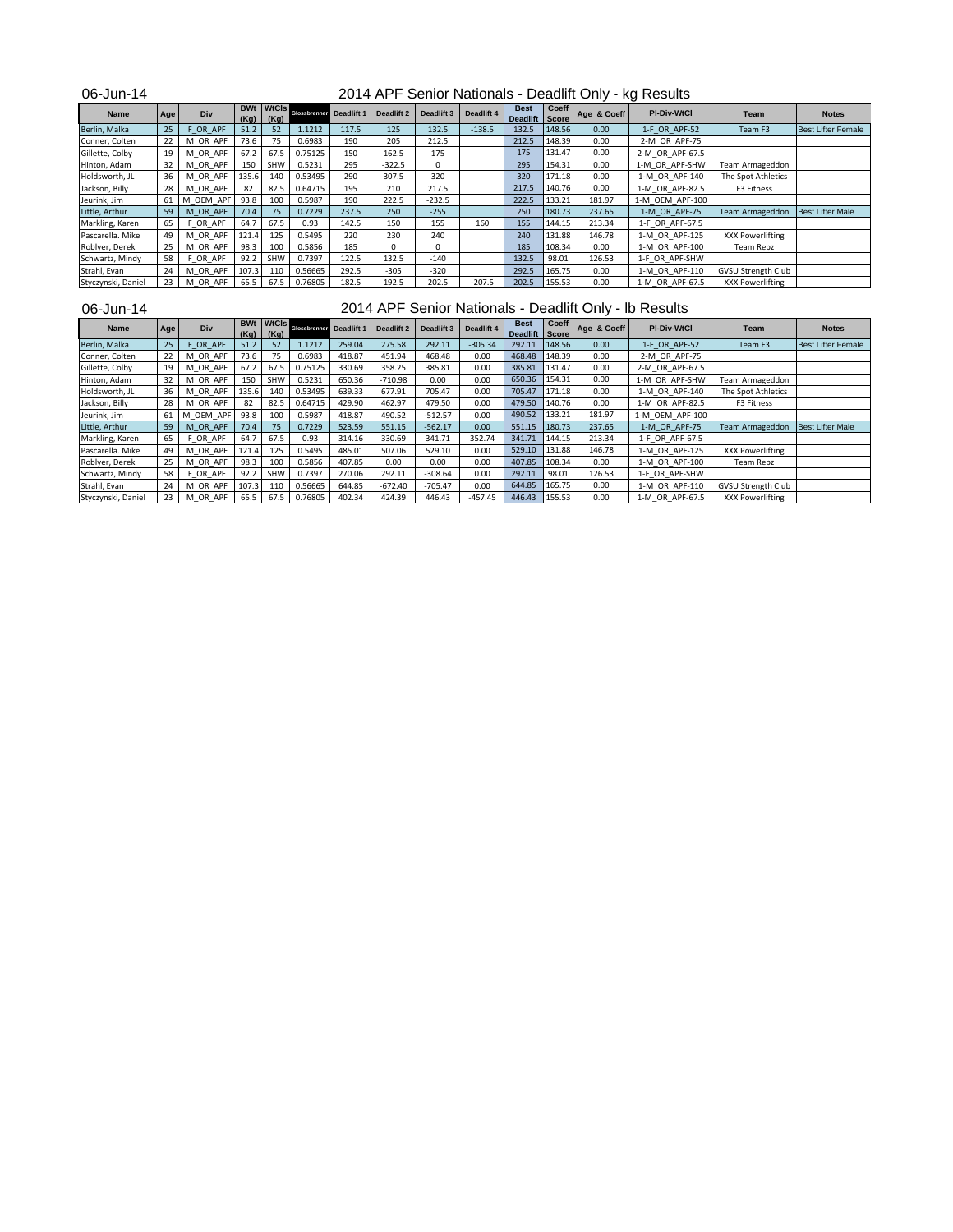06-Jun-14

## 2014 APF Senior Nationals - Deadlift Only - kg Results

| Name | Age | Div | BWt (Kg) | WtCls (Kg) | Glossbrenner | Deadlift 1 | Deadlift 2 | Deadlift 3 | Deadlift 4 | Best Deadlift | Coeff Score | Age & Coeff | Pl-Div-WtCl | Team | Notes |
|---|---|---|---|---|---|---|---|---|---|---|---|---|---|---|---|
| Berlin, Malka | 25 | F_OR_APF | 51.2 | 52 | 1.1212 | 117.5 | 125 | 132.5 | -138.5 | 132.5 | 148.56 | 0.00 | 1-F_OR_APF-52 | Team F3 | Best Lifter Female |
| Conner, Colten | 22 | M_OR_APF | 73.6 | 75 | 0.6983 | 190 | 205 | 212.5 | | 212.5 | 148.39 | 0.00 | 2-M_OR_APF-75 | | |
| Gillette, Colby | 19 | M_OR_APF | 67.2 | 67.5 | 0.75125 | 150 | 162.5 | 175 | | 175 | 131.47 | 0.00 | 2-M_OR_APF-67.5 | | |
| Hinton, Adam | 32 | M_OR_APF | 150 | SHW | 0.5231 | 295 | -322.5 | 0 | | 295 | 154.31 | 0.00 | 1-M_OR_APF-SHW | Team Armageddon | |
| Holdsworth, JL | 36 | M_OR_APF | 135.6 | 140 | 0.53495 | 290 | 307.5 | 320 | | 320 | 171.18 | 0.00 | 1-M_OR_APF-140 | The Spot Athletics | |
| Jackson, Billy | 28 | M_OR_APF | 82 | 82.5 | 0.64715 | 195 | 210 | 217.5 | | 217.5 | 140.76 | 0.00 | 1-M_OR_APF-82.5 | F3 Fitness | |
| Jeurink, Jim | 61 | M_OEM_APF | 93.8 | 100 | 0.5987 | 190 | 222.5 | -232.5 | | 222.5 | 133.21 | 181.97 | 1-M_OEM_APF-100 | | |
| Little, Arthur | 59 | M_OR_APF | 70.4 | 75 | 0.7229 | 237.5 | 250 | -255 | | 250 | 180.73 | 237.65 | 1-M_OR_APF-75 | Team Armageddon | Best Lifter Male |
| Markling, Karen | 65 | F_OR_APF | 64.7 | 67.5 | 0.93 | 142.5 | 150 | 155 | 160 | 155 | 144.15 | 213.34 | 1-F_OR_APF-67.5 | | |
| Pascarella. Mike | 49 | M_OR_APF | 121.4 | 125 | 0.5495 | 220 | 230 | 240 | | 240 | 131.88 | 146.78 | 1-M_OR_APF-125 | XXX Powerlifting | |
| Roblyer, Derek | 25 | M_OR_APF | 98.3 | 100 | 0.5856 | 185 | 0 | 0 | | 185 | 108.34 | 0.00 | 1-M_OR_APF-100 | Team Repz | |
| Schwartz, Mindy | 58 | F_OR_APF | 92.2 | SHW | 0.7397 | 122.5 | 132.5 | -140 | | 132.5 | 98.01 | 126.53 | 1-F_OR_APF-SHW | | |
| Strahl, Evan | 24 | M_OR_APF | 107.3 | 110 | 0.56665 | 292.5 | -305 | -320 | | 292.5 | 165.75 | 0.00 | 1-M_OR_APF-110 | GVSU Strength Club | |
| Styczynski, Daniel | 23 | M_OR_APF | 65.5 | 67.5 | 0.76805 | 182.5 | 192.5 | 202.5 | -207.5 | 202.5 | 155.53 | 0.00 | 1-M_OR_APF-67.5 | XXX Powerlifting | |

06-Jun-14

## 2014 APF Senior Nationals - Deadlift Only - lb Results

| Name | Age | Div | BWt (Kg) | WtCls (Kg) | Glossbrenner | Deadlift 1 | Deadlift 2 | Deadlift 3 | Deadlift 4 | Best Deadlift | Coeff Score | Age & Coeff | Pl-Div-WtCl | Team | Notes |
|---|---|---|---|---|---|---|---|---|---|---|---|---|---|---|---|
| Berlin, Malka | 25 | F_OR_APF | 51.2 | 52 | 1.1212 | 259.04 | 275.58 | 292.11 | -305.34 | 292.11 | 148.56 | 0.00 | 1-F_OR_APF-52 | Team F3 | Best Lifter Female |
| Conner, Colten | 22 | M_OR_APF | 73.6 | 75 | 0.6983 | 418.87 | 451.94 | 468.48 | 0.00 | 468.48 | 148.39 | 0.00 | 2-M_OR_APF-75 | | |
| Gillette, Colby | 19 | M_OR_APF | 67.2 | 67.5 | 0.75125 | 330.69 | 358.25 | 385.81 | 0.00 | 385.81 | 131.47 | 0.00 | 2-M_OR_APF-67.5 | | |
| Hinton, Adam | 32 | M_OR_APF | 150 | SHW | 0.5231 | 650.36 | -710.98 | 0.00 | 0.00 | 650.36 | 154.31 | 0.00 | 1-M_OR_APF-SHW | Team Armageddon | |
| Holdsworth, JL | 36 | M_OR_APF | 135.6 | 140 | 0.53495 | 639.33 | 677.91 | 705.47 | 0.00 | 705.47 | 171.18 | 0.00 | 1-M_OR_APF-140 | The Spot Athletics | |
| Jackson, Billy | 28 | M_OR_APF | 82 | 82.5 | 0.64715 | 429.90 | 462.97 | 479.50 | 0.00 | 479.50 | 140.76 | 0.00 | 1-M_OR_APF-82.5 | F3 Fitness | |
| Jeurink, Jim | 61 | M_OEM_APF | 93.8 | 100 | 0.5987 | 418.87 | 490.52 | -512.57 | 0.00 | 490.52 | 133.21 | 181.97 | 1-M_OEM_APF-100 | | |
| Little, Arthur | 59 | M_OR_APF | 70.4 | 75 | 0.7229 | 523.59 | 551.15 | -562.17 | 0.00 | 551.15 | 180.73 | 237.65 | 1-M_OR_APF-75 | Team Armageddon | Best Lifter Male |
| Markling, Karen | 65 | F_OR_APF | 64.7 | 67.5 | 0.93 | 314.16 | 330.69 | 341.71 | 352.74 | 341.71 | 144.15 | 213.34 | 1-F_OR_APF-67.5 | | |
| Pascarella. Mike | 49 | M_OR_APF | 121.4 | 125 | 0.5495 | 485.01 | 507.06 | 529.10 | 0.00 | 529.10 | 131.88 | 146.78 | 1-M_OR_APF-125 | XXX Powerlifting | |
| Roblyer, Derek | 25 | M_OR_APF | 98.3 | 100 | 0.5856 | 407.85 | 0.00 | 0.00 | 0.00 | 407.85 | 108.34 | 0.00 | 1-M_OR_APF-100 | Team Repz | |
| Schwartz, Mindy | 58 | F_OR_APF | 92.2 | SHW | 0.7397 | 270.06 | 292.11 | -308.64 | 0.00 | 292.11 | 98.01 | 126.53 | 1-F_OR_APF-SHW | | |
| Strahl, Evan | 24 | M_OR_APF | 107.3 | 110 | 0.56665 | 644.85 | -672.40 | -705.47 | 0.00 | 644.85 | 165.75 | 0.00 | 1-M_OR_APF-110 | GVSU Strength Club | |
| Styczynski, Daniel | 23 | M_OR_APF | 65.5 | 67.5 | 0.76805 | 402.34 | 424.39 | 446.43 | -457.45 | 446.43 | 155.53 | 0.00 | 1-M_OR_APF-67.5 | XXX Powerlifting | |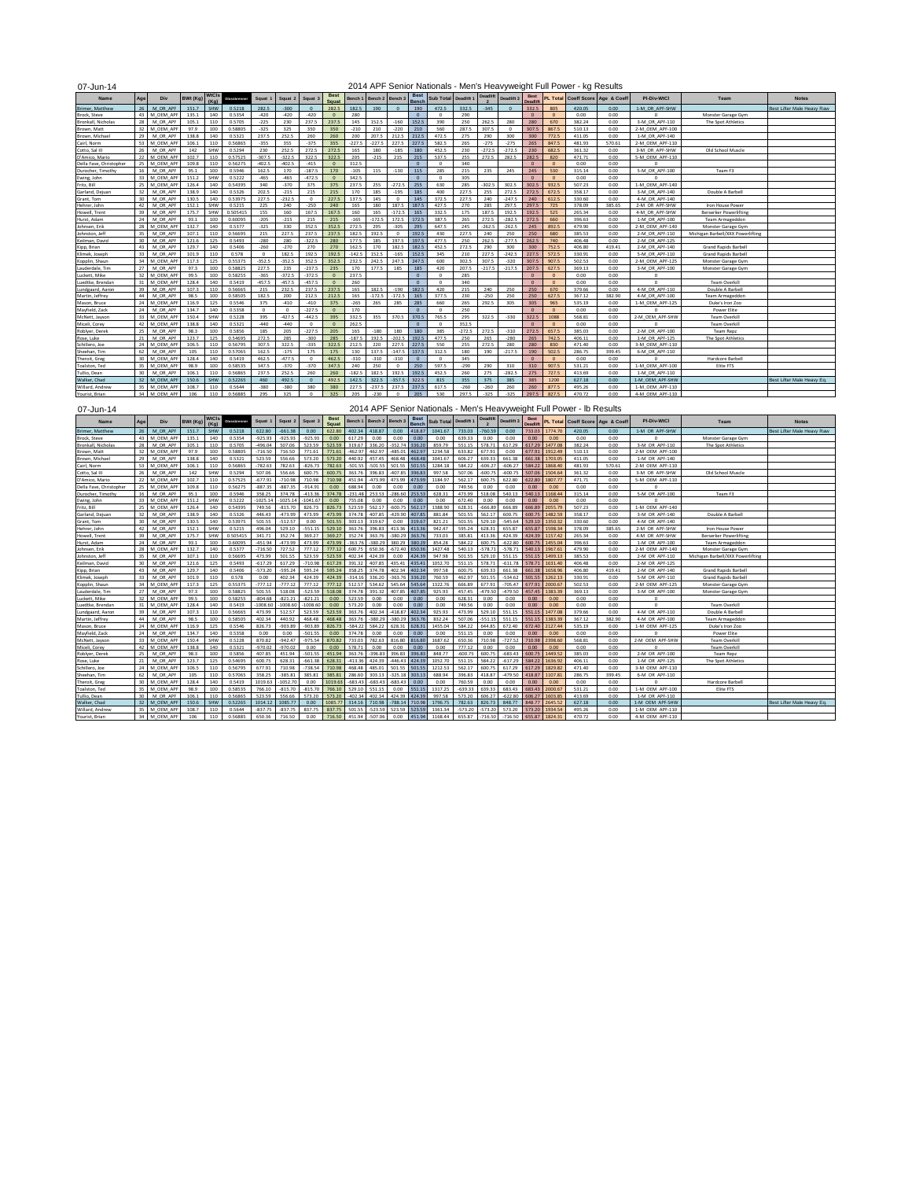# 2014 APF Senior Nationals - Men's Heavyweight Full Power - kg Results

07-Jun-14

| Name | Age | Div | BWt (Kg) | WtCls (Kg) | Glossbrenner | Squat 1 | Squat 2 | Squat 3 | Best Squat | Bench 1 | Bench 2 | Bench 3 | Best Bench | Sub Total | Deadlift 1 | Deadlift 2 | Deadlift 3 | Best Deadlift | PL Total | Coeff Score | Age & Coeff | Pl-Div-WtCl | Team | Notes |
|---|---|---|---|---|---|---|---|---|---|---|---|---|---|---|---|---|---|---|---|---|---|---|---|---|
| Brimer, Matthew | 26 | M_OR_APF | 151.7 | SHW | 0.5218 | 282.5 | -300 | 0 | 282.5 | 182.5 | 190 | 0 | 190 | 472.5 | 332.5 | -345 | 0 | 332.5 | 805 | 420.05 | 0.00 | 1-M_OR_APF-SHW | | Best Lifter Male Heavy Raw |
| Brock, Steve | 43 | M_OEM_APF | 135.1 | 140 | 0.5354 | -420 | -420 | -420 | 0 | 280 | | | 0 | 0 | 290 | | | 0 | 0 | 0.00 | 0.00 | 0 | Monster Garage Gym | |
| Bronkall, Nicholas | 28 | M_OR_APF | 105.1 | 110 | 0.5705 | -225 | 230 | 237.5 | 237.5 | 145 | 152.5 | -160 | 152.5 | 390 | 250 | 262.5 | 280 | 280 | 670 | 382.24 | 0.00 | 3-M_OR_APF-110 | The Spot Athletics | |
| Brown, Matt | 32 | M_OEM_APF | 97.9 | 100 | 0.58805 | -325 | 325 | 350 | 350 | -210 | 210 | -220 | 210 | 560 | 287.5 | 307.5 | 0 | 307.5 | 867.5 | 510.13 | 0.00 | 2-M_OEM_APF-100 | | |
| Brown, Michael | 29 | M_OR_APF | 138.8 | 140 | 0.5321 | 237.5 | 252.5 | 260 | 260 | 200 | 207.5 | 212.5 | 212.5 | 472.5 | 275 | 290 | 300 | 300 | 772.5 | 411.05 | 0.00 | 1-M_OR_APF-140 | | |
| Cairl, Norm | 53 | M_OEM_APF | 106.1 | 110 | 0.56865 | -355 | 355 | -375 | 355 | -227.5 | -227.5 | 227.5 | 227.5 | 582.5 | 265 | -275 | -275 | 265 | 847.5 | 481.93 | 570.61 | 2-M_OEM_APF-110 | | |
| Cotto, Sal III | 26 | M_OR_APF | 142 | SHW | 0.5294 | 230 | 252.5 | 272.5 | 272.5 | 165 | 180 | -185 | 180 | 452.5 | 230 | -272.5 | -272.5 | 230 | 682.5 | 361.32 | 0.00 | 3-M_OR_APF-SHW | Old School Muscle | |
| D'Amico, Mario | 22 | M_OEM_APF | 102.7 | 110 | 0.57525 | -307.5 | -322.5 | 322.5 | 322.5 | 205 | -215 | 215 | 215 | 537.5 | 255 | 272.5 | 282.5 | 282.5 | 820 | 471.71 | 0.00 | 5-M_OEM_APF-110 | | |
| Della Fave, Christopher | 25 | M_OEM_APF | 109.8 | 110 | 0.56275 | -402.5 | -402.5 | -415 | 0 | 312.5 | | | 0 | 0 | 340 | | | 0 | 0 | 0.00 | 0.00 | 0 | | |
| Durocher, Timothy | 16 | M_OR_APF | 95.1 | 100 | 0.5946 | 162.5 | 170 | -187.5 | 170 | -105 | 115 | -130 | 115 | 285 | 215 | 235 | 245 | 245 | 530 | 315.14 | 0.00 | 5-M_OR_APF-100 | Team F3 | |
| Ewing, John | 33 | M_OEM_APF | 151.2 | SHW | 0.5222 | -465 | -465 | -472.5 | 0 | 342.5 | | | 0 | 0 | 305 | | | 0 | 0 | 0.00 | 0.00 | 0 | | |
| Fritz, Bill | 25 | M_OEM_APF | 126.4 | 140 | 0.54395 | 340 | -370 | 375 | 375 | 237.5 | 255 | -272.5 | 255 | 630 | 285 | -302.5 | 302.5 | 302.5 | 932.5 | 507.23 | 0.00 | 1-M_OEM_APF-140 | | |
| Garland, Dejuan | 32 | M_OR_APF | 138.9 | 140 | 0.5326 | 202.5 | -215 | 215 | 215 | 170 | 185 | -195 | 185 | 400 | 227.5 | 255 | 272.5 | 272.5 | 672.5 | 358.17 | 0.00 | 3-M_OR_APF-140 | Double A Barbell | |
| Grant, Tom | 30 | M_OR_APF | 130.5 | 140 | 0.53975 | 227.5 | -232.5 | 0 | 227.5 | 137.5 | 145 | 0 | 145 | 372.5 | 227.5 | 240 | -247.5 | 240 | 612.5 | 330.60 | 0.00 | 4-M_OR_APF-140 | | |
| Hehner, John | 42 | M_OR_APF | 152.1 | SHW | 0.5215 | 225 | 240 | -250 | 240 | 165 | 180 | 187.5 | 187.5 | 427.5 | 270 | 285 | 297.5 | 297.5 | 725 | 378.09 | 385.65 | 2-M_OR_APF-SHW | Iron House Power | |
| Howell, Trent | 39 | M_OR_APF | 175.7 | SHW | 0.505415 | 155 | 160 | 167.5 | 167.5 | 160 | 165 | -172.5 | 165 | 332.5 | 175 | 187.5 | 192.5 | 192.5 | 525 | 265.34 | 0.00 | 4-M_OR_APF-SHW | Berserker Powerlifting | |
| Hurst, Adam | 24 | M_OR_APF | 93.1 | 100 | 0.60095 | -205 | -215 | 215 | 215 | -165 | -172.5 | 172.5 | 172.5 | 387.5 | 265 | 272.5 | -282.5 | 272.5 | 660 | 396.63 | 0.00 | 1-M_OR_APF-100 | Team Armageddon | |
| Johnsen, Erik | 28 | M_OEM_APF | 132.7 | 140 | 0.5377 | -325 | 330 | 352.5 | 352.5 | 272.5 | 295 | -305 | 295 | 647.5 | 245 | -262.5 | -262.5 | 245 | 892.5 | 479.90 | 0.00 | 2-M_OEM_APF-140 | Monster Garage Gym | |
| Johnston, Jeff | 35 | M_OR_APF | 107.1 | 110 | 0.56695 | 215 | 227.5 | 237.5 | 237.5 | 182.5 | 192.5 | 0 | 192.5 | 430 | 227.5 | 240 | 250 | 250 | 680 | 385.53 | 0.00 | 2-M_OR_APF-110 | Michigan Barbell/XXX Powerlifting | |
| Keilman, David | 30 | M_OR_APF | 121.6 | 125 | 0.5493 | -280 | 280 | -322.5 | 280 | 177.5 | 185 | 197.5 | 197.5 | 477.5 | 250 | 262.5 | -277.5 | 262.5 | 740 | 406.48 | 0.00 | 2-M_OR_APF-125 | | |
| Kipp, Brian | 43 | M_OR_APF | 129.7 | 140 | 0.5406 | -260 | -270 | 270 | 270 | 162.5 | 170 | 182.5 | 182.5 | 452.5 | 272.5 | 290 | 300 | 300 | 752.5 | 406.80 | 419.41 | 2-M_OR_APF-140 | Grand Rapids Barbell | |
| Klimek, Joseph | 33 | M_OR_APF | 101.9 | 110 | 0.578 | 0 | 182.5 | 192.5 | 192.5 | -142.5 | 152.5 | -165 | 152.5 | 345 | 210 | 227.5 | -242.5 | 227.5 | 572.5 | 330.91 | 0.00 | 5-M_OR_APF-110 | Grand Rapids Barbell | |
| Kopplin, Shaun | 34 | M_OEM_APF | 117.3 | 125 | 0.55375 | -352.5 | -352.5 | 352.5 | 352.5 | 232.5 | 242.5 | 247.5 | 247.5 | 600 | 302.5 | 307.5 | -320 | 307.5 | 907.5 | 502.53 | 0.00 | 2-M_OEM_APF-125 | Monster Garage Gym | |
| Lauderdale, Tim | 27 | M_OR_APF | 97.3 | 100 | 0.58825 | 227.5 | 235 | -237.5 | 235 | 170 | 177.5 | 185 | 185 | 420 | 207.5 | -217.5 | -217.5 | 207.5 | 627.5 | 369.13 | 0.00 | 3-M_OR_APF-100 | Monster Garage Gym | |
| Luckett, Mike | 32 | M_OEM_APF | 99.5 | 100 | 0.58255 | -365 | -372.5 | -372.5 | 0 | 237.5 | | | 0 | 0 | 285 | | | 0 | 0 | 0.00 | 0.00 | 0 | | |
| Luedtke, Brendan | 31 | M_OEM_APF | 128.4 | 140 | 0.5419 | -457.5 | -457.5 | -457.5 | 0 | 260 | | | 0 | 0 | 340 | | | 0 | 0 | 0.00 | 0.00 | 0 | Team Overkill | |
| Lundgaard, Aaron | 39 | M_OR_APF | 107.3 | 110 | 0.56665 | 215 | 232.5 | 237.5 | 237.5 | 165 | 182.5 | -190 | 182.5 | 420 | 235 | 240 | 250 | 250 | 670 | 379.66 | 0.00 | 4-M_OR_APF-110 | Double A Barbell | |
| Martin, Jeffrey | 44 | M_OR_APF | 98.5 | 100 | 0.58505 | 182.5 | 200 | 212.5 | 212.5 | 165 | -172.5 | -172.5 | 165 | 377.5 | 230 | -250 | 250 | 250 | 627.5 | 367.12 | 382.90 | 4-M_OR_APF-100 | Team Armageddon | |
| Mason, Bruce | 24 | M_OEM_APF | 116.9 | 125 | 0.5546 | 375 | -410 | -410 | 375 | -265 | 265 | 285 | 285 | 660 | 265 | 292.5 | 305 | 305 | 965 | 535.19 | 0.00 | 1-M_OEM_APF-125 | Duke's Iron Zoo | |
| Mayfield, Zack | 24 | M_OR_APF | 134.7 | 140 | 0.5358 | 0 | 0 | -227.5 | 0 | 170 | | | 0 | 0 | 250 | | | 0 | 0 | 0.00 | 0.00 | 0 | Power Elite | |
| McNett, Jayson | 33 | M_OEM_APF | 150.4 | SHW | 0.5228 | 395 | -427.5 | -442.5 | 395 | 332.5 | 355 | 370.5 | 370.5 | 765.5 | 295 | 322.5 | -330 | 322.5 | 1088 | 568.81 | 0.00 | 2-M_OEM_APF-SHW | Team Overkill | |
| Miceli, Corey | 42 | M_OEM_APF | 138.8 | 140 | 0.5321 | -440 | -440 | 0 | 0 | 262.5 | | | 0 | 0 | 352.5 | | | 0 | 0 | 0.00 | 0.00 | 0 | Team Overkill | |
| Roblyer, Derek | 25 | M_OR_APF | 98.3 | 100 | 0.5856 | 185 | 205 | -227.5 | 205 | 165 | -180 | 180 | 180 | 385 | -272.5 | 272.5 | -310 | 272.5 | 657.5 | 385.03 | 0.00 | 2-M_OR_APF-100 | Team Repz | |
| Rose, Luke | 21 | M_OR_APF | 123.7 | 125 | 0.54695 | 272.5 | 285 | -300 | 285 | 187.5 | 192.5 | -202.5 | 192.5 | 477.5 | 250 | 265 | -280 | 265 | 742.5 | 406.11 | 0.00 | 1-M_OR_APF-125 | The Spot Athletics | |
| Schillero, Joe | 24 | M_OEM_APF | 106.5 | 110 | 0.56795 | 307.5 | 322.5 | -335 | 322.5 | 212.5 | 220 | 227.5 | 227.5 | 550 | 255 | 272.5 | 280 | 280 | 830 | 471.40 | 0.00 | 3-M_OEM_APF-110 | | |
| Sheehan, Tim | 62 | M_OR_APF | 105 | 110 | 0.57065 | 162.5 | -175 | 175 | 175 | 130 | 137.5 | -147.5 | 137.5 | 312.5 | 180 | 190 | -217.5 | 190 | 502.5 | 286.75 | 399.45 | 6-M_OR_APF-110 | | |
| Theroit, Greg | 30 | M_OEM_APF | 128.4 | 140 | 0.5419 | 462.5 | -477.5 | 0 | 462.5 | -310 | -310 | -310 | 0 | 0 | 345 | | | 0 | 0 | 0.00 | 0.00 | 0 | Hardcore Barbell | |
| Toalston, Ted | 35 | M_OEM_APF | 98.9 | 100 | 0.58535 | 347.5 | -370 | -370 | 347.5 | 240 | 250 | 0 | 250 | 597.5 | -290 | 290 | 310 | 310 | 907.5 | 531.21 | 0.00 | 1-M_OEM_APF-100 | Elite FTS | |
| Tullio, Dean | 30 | M_OR_APF | 106.1 | 110 | 0.56865 | 237.5 | 252.5 | 260 | 260 | -182.5 | 182.5 | 192.5 | 192.5 | 452.5 | 260 | 275 | -282.5 | 275 | 727.5 | 413.69 | 0.00 | 1-M_OR_APF-110 | | |
| Walker, Chad | 32 | M_OEM_APF | 150.6 | SHW | 0.52265 | 460 | 492.5 | 0 | 492.5 | 142.5 | 322.5 | -357.5 | 322.5 | 815 | 355 | 375 | 385 | 385 | 1200 | 627.18 | 0.00 | 1-M_OEM_APF-SHW | | Best Lifter Male Heavy Eq. |
| Willard, Andrew | 35 | M_OEM_APF | 108.7 | 110 | 0.5644 | -380 | -380 | 380 | 380 | 227.5 | -237.5 | 237.5 | 237.5 | 617.5 | -260 | -260 | 260 | 260 | 877.5 | 495.26 | 0.00 | 1-M_OEM_APF-110 | | |
| Yourist, Brian | 34 | M_OEM_APF | 106 | 110 | 0.56885 | 295 | 325 | 0 | 325 | 205 | -230 | 0 | 205 | 530 | 297.5 | -325 | -325 | 297.5 | 827.5 | 470.72 | 0.00 | 4-M_OEM_APF-110 | | |

# 2014 APF Senior Nationals - Men's Heavyweight Full Power - lb Results

07-Jun-14

| Name | Age | Div | BWt (Kg) | WtCls (Kg) | Glossbrenner | Squat 1 | Squat 2 | Squat 3 | Best Squat | Bench 1 | Bench 2 | Bench 3 | Best Bench | Sub Total | Deadlift 1 | Deadlift 2 | Deadlift 3 | Best Deadlift | PL Total | Coeff Score | Age & Coeff | Pl-Div-WtCl | Team | Notes |
|---|---|---|---|---|---|---|---|---|---|---|---|---|---|---|---|---|---|---|---|---|---|---|---|---|
| Brimer, Matthew | 26 | M_OR_APF | 151.7 | SHW | 0.5218 | 622.80 | -661.38 | 0.00 | 622.80 | 402.34 | 418.87 | 0.00 | 418.87 | 1041.67 | 733.03 | -760.59 | 0.00 | 733.03 | 1774.70 | 420.05 | 0.00 | 1-M_OR_APF-SHW | | Best Lifter Male Heavy Raw |
| Brock, Steve | 43 | M_OEM_APF | 135.1 | 140 | 0.5354 | -925.93 | -925.93 | -925.93 | 0.00 | 617.29 | 0.00 | 0.00 | 0.00 | 0.00 | 639.33 | 0.00 | 0.00 | 0.00 | 0.00 | 0.00 | 0.00 | 0 | Monster Garage Gym | |
| Bronkall, Nicholas | 28 | M_OR_APF | 105.1 | 110 | 0.5705 | -496.04 | 507.06 | 523.59 | 523.59 | 319.67 | 336.20 | -352.74 | 336.20 | 859.79 | 551.15 | 578.71 | 617.29 | 617.29 | 1477.08 | 382.24 | 0.00 | 3-M_OR_APF-110 | The Spot Athletics | |
| Brown, Matt | 32 | M_OEM_APF | 97.9 | 100 | 0.58805 | -716.50 | 716.50 | 771.61 | 771.61 | -462.97 | 462.97 | -485.01 | 462.97 | 1234.58 | 633.82 | 677.91 | 0.00 | 677.91 | 1912.49 | 510.13 | 0.00 | 2-M_OEM_APF-100 | | |
| Brown, Michael | 29 | M_OR_APF | 138.8 | 140 | 0.5321 | 523.59 | 556.66 | 573.20 | 573.20 | 440.92 | 457.45 | 468.48 | 468.48 | 1041.67 | 606.27 | 639.33 | 661.38 | 661.38 | 1703.05 | 411.05 | 0.00 | 1-M_OR_APF-140 | | |
| Cairl, Norm | 53 | M_OEM_APF | 106.1 | 110 | 0.56865 | -782.63 | 782.63 | -826.73 | 782.63 | -501.55 | -501.55 | 501.55 | 501.55 | 1284.18 | 584.22 | -606.27 | -606.27 | 584.22 | 1868.40 | 481.93 | 570.61 | 2-M_OEM_APF-110 | | |
| Cotto, Sal III | 26 | M_OR_APF | 142 | SHW | 0.5294 | 507.06 | 556.66 | 600.75 | 600.75 | 363.76 | 396.83 | -407.85 | 396.83 | 997.58 | 507.06 | -600.75 | -600.75 | 507.06 | 1504.64 | 361.32 | 0.00 | 3-M_OR_APF-SHW | Old School Muscle | |
| D'Amico, Mario | 22 | M_OEM_APF | 102.7 | 110 | 0.57525 | -677.91 | -710.98 | 710.98 | 710.98 | 451.94 | -473.99 | 473.99 | 473.99 | 1184.97 | 562.17 | 600.75 | 622.80 | 622.80 | 1807.77 | 471.71 | 0.00 | 5-M_OEM_APF-110 | | |
| Della Fave, Christopher | 25 | M_OEM_APF | 109.8 | 110 | 0.56275 | -887.35 | -887.35 | -914.91 | 0.00 | 688.94 | 0.00 | 0.00 | 0.00 | 0.00 | 749.56 | 0.00 | 0.00 | 0.00 | 0.00 | 0.00 | 0.00 | 0 | | |
| Durocher, Timothy | 16 | M_OR_APF | 95.1 | 100 | 0.5946 | 358.25 | 374.78 | -413.36 | 374.78 | -231.48 | 253.53 | -286.60 | 253.53 | 628.31 | 473.99 | 518.08 | 540.13 | 540.13 | 1168.44 | 315.14 | 0.00 | 5-M_OR_APF-100 | Team F3 | |
| Ewing, John | 33 | M_OEM_APF | 151.2 | SHW | 0.5222 | -1025.14 | -1025.14 | -1041.67 | 0.00 | 755.08 | 0.00 | 0.00 | 0.00 | 0.00 | 672.40 | 0.00 | 0.00 | 0.00 | 0.00 | 0.00 | 0.00 | 0 | | |
| Fritz, Bill | 25 | M_OEM_APF | 126.4 | 140 | 0.54395 | 749.56 | -815.70 | 826.73 | 826.73 | 523.59 | 562.17 | -600.75 | 562.17 | 1388.90 | 628.31 | -666.89 | 666.89 | 666.89 | 2055.79 | 507.23 | 0.00 | 1-M_OEM_APF-140 | | |
| Garland, Dejuan | 32 | M_OR_APF | 138.9 | 140 | 0.5326 | 446.43 | -473.99 | 473.99 | 473.99 | 374.78 | 407.85 | -429.90 | 407.85 | 881.84 | 501.55 | 562.17 | 600.75 | 600.75 | 1482.59 | 358.17 | 0.00 | 3-M_OR_APF-140 | Double A Barbell | |
| Grant, Tom | 30 | M_OR_APF | 130.5 | 140 | 0.53975 | 501.55 | -512.57 | 0.00 | 501.55 | 303.13 | 319.67 | 0.00 | 319.67 | 821.21 | 501.55 | 529.10 | -545.64 | 529.10 | 1350.32 | 330.60 | 0.00 | 4-M_OR_APF-140 | | |
| Hehner, John | 42 | M_OR_APF | 152.1 | SHW | 0.5215 | 496.04 | 529.10 | -551.15 | 529.10 | 363.76 | 396.83 | 413.36 | 413.36 | 942.47 | 595.24 | 628.31 | 655.87 | 655.87 | 1598.34 | 378.09 | 385.65 | 2-M_OR_APF-SHW | Iron House Power | |
| Howell, Trent | 39 | M_OR_APF | 175.7 | SHW | 0.505415 | 341.71 | 352.74 | 369.27 | 369.27 | 352.74 | 363.76 | -380.29 | 363.76 | 733.03 | 385.81 | 413.36 | 424.39 | 424.39 | 1157.42 | 265.34 | 0.00 | 4-M_OR_APF-SHW | Berserker Powerlifting | |
| Hurst, Adam | 24 | M_OR_APF | 93.1 | 100 | 0.60095 | -451.94 | -473.99 | 473.99 | 473.99 | -363.76 | -380.29 | 380.29 | 380.29 | 854.28 | 584.22 | 600.75 | -622.80 | 600.75 | 1455.04 | 396.63 | 0.00 | 1-M_OR_APF-100 | Team Armageddon | |
| Johnsen, Erik | 28 | M_OEM_APF | 132.7 | 140 | 0.5377 | -716.50 | 727.52 | 777.12 | 777.12 | 600.75 | 650.36 | -672.40 | 650.36 | 1427.48 | 540.13 | -578.71 | -578.71 | 540.13 | 1967.61 | 479.90 | 0.00 | 2-M_OEM_APF-140 | Monster Garage Gym | |
| Johnston, Jeff | 35 | M_OR_APF | 107.1 | 110 | 0.56695 | 473.99 | 501.55 | 523.59 | 523.59 | 402.34 | 424.39 | 0.00 | 424.39 | 947.98 | 501.55 | 529.10 | 551.15 | 551.15 | 1499.13 | 385.53 | 0.00 | 2-M_OR_APF-110 | Michigan Barbell/XXX Powerlifting | |
| Keilman, David | 30 | M_OR_APF | 121.6 | 125 | 0.5493 | -617.29 | 617.29 | -710.98 | 617.29 | 391.32 | 407.85 | 435.41 | 435.41 | 1052.70 | 551.15 | 578.71 | -611.78 | 578.71 | 1631.40 | 406.48 | 0.00 | 2-M_OR_APF-125 | | |
| Kipp, Brian | 43 | M_OR_APF | 129.7 | 140 | 0.5406 | -573.20 | -595.24 | 595.24 | 595.24 | 358.25 | 374.78 | 402.34 | 402.34 | 997.58 | 600.75 | 639.33 | 661.38 | 661.38 | 1658.96 | 406.80 | 419.41 | 2-M_OR_APF-140 | Grand Rapids Barbell | |
| Klimek, Joseph | 33 | M_OR_APF | 101.9 | 110 | 0.578 | 0.00 | 402.34 | 424.39 | 424.39 | -314.16 | 336.20 | -363.76 | 336.20 | 760.59 | 462.97 | 501.55 | -534.62 | 501.55 | 1262.13 | 330.91 | 0.00 | 5-M_OR_APF-110 | Grand Rapids Barbell | |
| Kopplin, Shaun | 34 | M_OEM_APF | 117.3 | 125 | 0.55375 | -777.12 | -777.12 | 777.12 | 777.12 | 512.57 | 534.62 | 545.64 | 545.64 | 1322.76 | 666.89 | 677.91 | -705.47 | 677.91 | 2000.67 | 502.53 | 0.00 | 2-M_OEM_APF-125 | Monster Garage Gym | |
| Lauderdale, Tim | 27 | M_OR_APF | 97.3 | 100 | 0.58825 | 501.55 | 518.08 | -523.59 | 518.08 | 374.78 | 391.32 | 407.85 | 407.85 | 925.93 | 457.45 | -479.50 | -479.50 | 457.45 | 1383.39 | 369.13 | 0.00 | 3-M_OR_APF-100 | Monster Garage Gym | |
| Luckett, Mike | 32 | M_OEM_APF | 99.5 | 100 | 0.58255 | -804.68 | -821.21 | -821.21 | 0.00 | 523.59 | 0.00 | 0.00 | 0.00 | 0.00 | 628.31 | 0.00 | 0.00 | 0.00 | 0.00 | 0.00 | 0.00 | 0 | | |
| Luedtke, Brendan | 31 | M_OEM_APF | 128.4 | 140 | 0.5419 | -1008.60 | -1008.60 | -1008.60 | 0.00 | 573.20 | 0.00 | 0.00 | 0.00 | 0.00 | 749.56 | 0.00 | 0.00 | 0.00 | 0.00 | 0.00 | 0.00 | 0 | Team Overkill | |
| Lundgaard, Aaron | 39 | M_OR_APF | 107.3 | 110 | 0.56665 | 473.99 | 512.57 | 523.59 | 523.59 | 363.76 | 402.34 | -418.87 | 402.34 | 925.93 | 518.08 | 529.10 | 551.15 | 551.15 | 1477.08 | 379.66 | 0.00 | 4-M_OR_APF-110 | Double A Barbell | |
| Martin, Jeffrey | 44 | M_OR_APF | 98.5 | 100 | 0.58505 | 402.34 | 440.92 | 468.48 | 468.48 | 363.76 | -380.29 | -380.29 | 363.76 | 832.24 | 507.06 | -551.15 | 551.15 | 551.15 | 1383.39 | 367.12 | 382.90 | 4-M_OR_APF-100 | Team Armageddon | |
| Mason, Bruce | 24 | M_OEM_APF | 116.9 | 125 | 0.5546 | 826.73 | -903.89 | -903.89 | 826.73 | -584.22 | 584.22 | 628.31 | 628.31 | 1455.04 | 584.22 | 644.85 | 672.40 | 672.40 | 2127.44 | 535.19 | 0.00 | 1-M_OEM_APF-125 | Duke's Iron Zoo | |
| Mayfield, Zack | 24 | M_OR_APF | 134.7 | 140 | 0.5358 | 0.00 | 0.00 | -501.55 | 0.00 | 374.78 | 0.00 | 0.00 | 0.00 | 0.00 | 551.15 | 0.00 | 0.00 | 0.00 | 0.00 | 0.00 | 0.00 | 0 | Power Elite | |
| McNett, Jayson | 33 | M_OEM_APF | 150.4 | SHW | 0.5228 | 870.82 | -942.47 | -975.54 | 870.82 | 733.03 | 782.63 | 816.80 | 816.80 | 1687.62 | 650.36 | 710.98 | -727.52 | 710.98 | 2398.60 | 568.81 | 0.00 | 2-M_OEM_APF-SHW | Team Overkill | |
| Miceli, Corey | 42 | M_OEM_APF | 138.8 | 140 | 0.5321 | -970.02 | -970.02 | 0.00 | 0.00 | 578.71 | 0.00 | 0.00 | 0.00 | 0.00 | 777.12 | 0.00 | 0.00 | 0.00 | 0.00 | 0.00 | 0.00 | 0 | Team Overkill | |
| Roblyer, Derek | 25 | M_OR_APF | 98.3 | 100 | 0.5856 | 407.85 | 451.94 | -501.55 | 451.94 | 363.76 | -396.83 | 396.83 | 396.83 | 848.77 | -600.75 | 600.75 | -683.43 | 600.75 | 1449.52 | 385.03 | 0.00 | 2-M_OR_APF-100 | Team Repz | |
| Rose, Luke | 21 | M_OR_APF | 123.7 | 125 | 0.54695 | 600.75 | 628.31 | -661.38 | 628.31 | 413.36 | 424.39 | -446.43 | 424.39 | 1052.70 | 551.15 | 584.22 | -617.29 | 584.22 | 1636.92 | 406.11 | 0.00 | 1-M_OR_APF-125 | The Spot Athletics | |
| Schillero, Joe | 24 | M_OEM_APF | 106.5 | 110 | 0.56795 | 677.91 | 710.98 | -738.54 | 710.98 | 468.48 | 485.01 | 501.55 | 501.55 | 1212.53 | 562.17 | 600.75 | 617.29 | 617.29 | 1829.82 | 471.40 | 0.00 | 3-M_OEM_APF-110 | | |
| Sheehan, Tim | 62 | M_OR_APF | 105 | 110 | 0.57065 | 358.25 | -385.81 | 385.81 | 385.81 | 286.60 | 303.13 | -325.18 | 303.13 | 688.94 | 396.83 | 418.87 | -479.50 | 418.87 | 1107.81 | 286.75 | 399.45 | 6-M_OR_APF-110 | | |
| Theroit, Greg | 30 | M_OEM_APF | 128.4 | 140 | 0.5419 | 1019.63 | -1052.70 | 0.00 | 1019.63 | -683.43 | -683.43 | -683.43 | 0.00 | 0.00 | 760.59 | 0.00 | 0.00 | 0.00 | 0.00 | 0.00 | 0.00 | 0 | Hardcore Barbell | |
| Toalston, Ted | 35 | M_OEM_APF | 98.9 | 100 | 0.58535 | 766.10 | -815.70 | -815.70 | 766.10 | 529.10 | 551.15 | 0.00 | 551.15 | 1317.25 | -639.33 | 639.33 | 683.43 | 683.43 | 2000.67 | 531.21 | 0.00 | 1-M_OEM_APF-100 | Elite FTS | |
| Tullio, Dean | 30 | M_OR_APF | 106.1 | 110 | 0.56865 | 523.59 | 556.66 | 573.20 | 573.20 | -402.34 | 402.34 | 424.39 | 424.39 | 997.58 | 573.20 | 606.27 | -622.80 | 606.27 | 1603.85 | 413.69 | 0.00 | 1-M_OR_APF-110 | | |
| Walker, Chad | 32 | M_OEM_APF | 150.6 | SHW | 0.52265 | 1014.12 | 1085.77 | 0.00 | 1085.77 | 314.16 | 710.98 | -788.14 | 710.98 | 1796.75 | 782.63 | 826.73 | 848.77 | 848.77 | 2645.52 | 627.18 | 0.00 | 1-M_OEM_APF-SHW | | Best Lifter Male Heavy Eq. |
| Willard, Andrew | 35 | M_OEM_APF | 108.7 | 110 | 0.5644 | -837.75 | -837.75 | 837.75 | 837.75 | 501.55 | -523.59 | 523.59 | 523.59 | 1361.34 | -573.20 | -573.20 | 573.20 | 573.20 | 1934.54 | 495.26 | 0.00 | 1-M_OEM_APF-110 | | |
| Yourist, Brian | 34 | M_OEM_APF | 106 | 110 | 0.56885 | 650.36 | 716.50 | 0.00 | 716.50 | 451.94 | -507.06 | 0.00 | 451.94 | 1168.44 | 655.87 | -716.50 | -716.50 | 655.87 | 1824.31 | 470.72 | 0.00 | 4-M_OEM_APF-110 | | |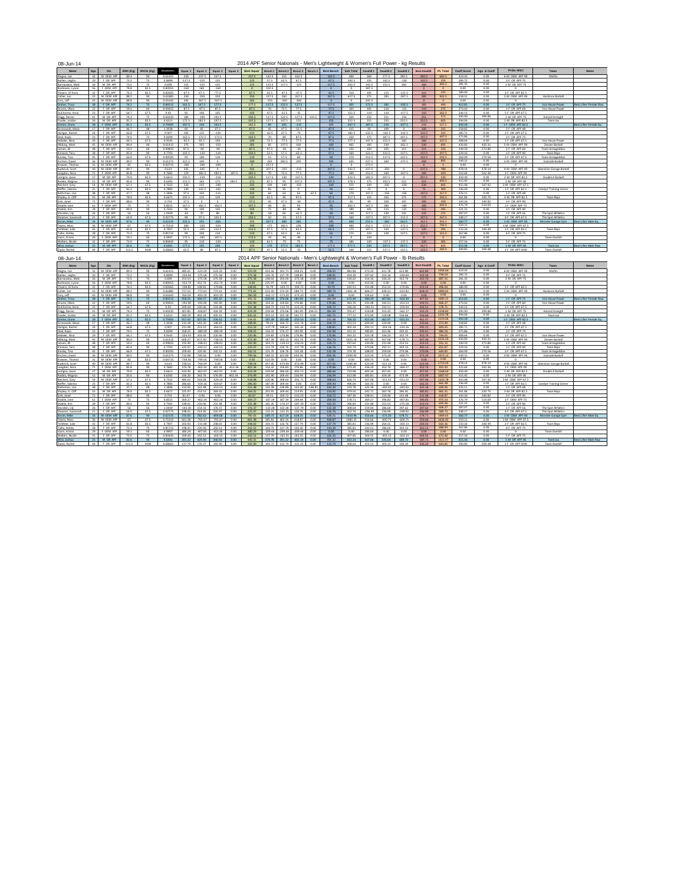# 2014 APF Senior Nationals - Men's Lightweight & Women's Full Power - kg Results

08-Jun-14

Only the best lifts and totals are shown; the individual attempt columns are not reproduced. Many values were hard to read.

| Name | Age | Div | BWt (Kg) | WtCls (Kg) | Glossbrenner | Best Squat | Best Bench | Sub Total | Best Deadlift | PL Total | Coeff Score | Age & Coeff | Pl-Div-WtCl | Team | Notes |
|---|---|---|---|---|---|---|---|---|---|---|---|---|---|---|---|
| Alagna, Joe | 32 | M_OEM_APF | 89.3 | 90 | 0.61455 | 237.5 | 162.5 | 400 | 282.5 | 682.5 | 419.43 | 0.00 | 6-M_OEM_APF-90 | Misfits | |
| Bailleri, Leigha | 20 | F_OR_APF | 73.2 | 75 | 0.8499 | 125 | 67.5 | 192.5 | 142.5 | 335 | 284.72 | 0.00 | 3-F_OR_APF-75 | | |
| Barnaulakis, Matt | 26 | M_OR_APF | 73.5 | 75 | 0.699 | 125 | 117.5 | 242.5 | 160 | 402.5 | 281.35 | 0.00 | 2-M_OR_APF-75 | | |
| Bonhoure, Lynne | 56 | F_OEM_APF | 78.8 | 82.5 | 0.80955 | 0 | 102.5 | | | 0 | 0.00 | 0.00 | | | |
| Cheairs, Gi'Anna | 32 | F_OR_APF | 76.3 | 82.5 | 0.82665 | 67.5 | 42.5 | 110 | 115 | 225 | 186.00 | 0.00 | 3-F_OR_APF-82.5 | | |
| Collier, Jon | 23 | M_OEM_APF | 88.2 | 90 | 0.61885 | 350 | 267.5 | 617.5 | 285 | 902.5 | 558.51 | 0.00 | 2-M_OEM_APF-90 | Hardcore Barbell | |
| Cory, Jeff | 43 | M_OEM_APF | 88.8 | 90 | 0.61645 | 345 | 0 | | | 0 | 0.00 | 0.00 | | | |
| Draher, Tracy | 36 | F_OR_APF | 74.2 | 75 | 0.84215 | 177.5 | 127.5 | 305 | 185 | 490 | 412.65 | 0.00 | 1-F_OR_APF-75 | Iron House Power | Best Lifter Female Raw |
| Drosche, Olivia | 22 | F_OR_APF | 59.5 | 60 | 0.99425 | 87.5 | 77.5 | 165 | 110 | 275 | 273.42 | 0.00 | 1-F_OR_APF-60 | Iron House Power | |
| DuChaime, Anna | 23 | F_OR_APF | 64.7 | 67.5 | 0.93 | 105 | 47.5 | 152.5 | 110 | 262.5 | 244.13 | 0.00 | 5-F_OR_APF-67.5 | | |
| Flagg, Darren | 41 | M_OR_APF | 74.3 | 75 | 0.69335 | 192.5 | 127.5 | 320 | 251 | 571 | 395.90 | 399.86 | 1-M_OR_APF-75 | Animal Strength | |
| Fowler, Jordan | 26 | M_OEM_APF | 81.2 | 82.5 | 0.6513 | 187.5 | 155 | 342.5 | 262.5 | 605 | 394.04 | 0.00 | 1-M_OEM_APF-82.5 | Team Lex | |
| Gentner, Diane | 28 | F_OEM_APF | 81.1 | 82.5 | 0.79495 | 242.5 | 105 | 347.5 | 210 | 557.5 | 443.18 | 0.00 | 1-F_OEM_APF-82.5 | | Best Lifter Female Eq. |
| Gorzkowski, Alexa | 17 | F_OR_APF | 46.7 | 48 | 1.2038 | 67.5 | 47.5 | 115 | 100 | 215 | 258.82 | 0.00 | 1-F_OR_APF-48 | | |
| Hartgen, Rachel | 24 | F_OR_APF | 66.8 | 67.5 | 0.907 | 115 | 67.5 | 182.5 | 132.5 | 315 | 285.71 | 0.00 | 2-F_OR_APF-67.5 | | |
| Heal, Kayla | 23 | F_OR_APF | 74.5 | 75 | 0.8399 | 162.5 | 87.5 | 250 | 197.5 | 447.5 | 375.86 | 0.00 | 2-F_OR_APF-75 | | |
| Hebeler, Neva | 29 | F_OR_APF | 66.1 | 67.5 | 0.9145 | 100 | 77.5 | 177.5 | 160 | 337.5 | 308.64 | 0.00 | 2-F_OR_APF-67.5 | Iron House Power | |
| Hibbing, Mark | 45 | M_OEM_APF | 89.4 | 90 | 0.61415 | 305 | 160 | 465 | 230 | 695 | 426.83 | 456.31 | 5-M_OEM_APF-90 | Zenzen Barbell | |
| Jansen, Jill | 48 | F_OEM_APF | 59.2 | 60 | 0.99825 | | | | | 250 | 249.59 | 274.80 | 2-F_OEM_APF-60 | Team Armageddon | |
| Kimsano, Terri | 38 | F_OR_APF | 80.4 | 82.5 | 0.7703 | | | | | 297.5 | 229.16 | 0.00 | 1-F_OR_APF-82.5 | Team Repz | |
| Kinsley, Tess | 31 | F_OR_APF | 66.9 | 67.5 | 0.90545 | 110 | | | | 292.5 | 264.84 | 0.00 | 3-F_OR_APF-67.5 | Team Armageddon | |
| Kirchen, David | 36 | M_OEM_APF | 89.5 | 90 | 0.61075 | | | | | 900 | 549.68 | 0.00 | 3-M_OEM_APF-90 | Eastside Barbell | |
| Knowles, Thomas | 31 | M_OEM_APF | 82 | 82.5 | 0.64715 | 0 | | | | 0 | 0.00 | 0.00 | | | |
| Kudelnick, Scott | 40 | M_OEM_APF | 89.7 | 90 | 0.6113 | 335 | 207.5 | 542.5 | 237.5 | 780 | 476.81 | 478.14 | 4-M_OEM_APF-90 | Liberation Garage Barbell | |
| Langdon, Nora | 71 | F_OEM_APF | 85.8 | 90 | 0.7682 | 182.5 | 77.5 | 260 | 160 | 420 | 322.64 | 542.36 | 1-F_OEM_APF-90 | | |
| Lonigan, Jessie | 27 | M_OR_APF | 79.9 | 82.5 | 0.6613 | | | | | 530 | 350.49 | 0.00 | 2-M_OR_APF-82.5 | Double A Barbell | |
| Radaha, Magnus | 11 | M_OR_APF | 83.6 | 90 | 0.6392 | | | | | 493.5 | 315.45 | 0.00 | 2-M_OR_APF-90 | | |
| Reichert, Gary | 54 | M_OEM_APF | 67.1 | 67.5 | 0.7522 | 235 | | | | 605 | 455.08 | 547.92 | 2-M_OEM_APF-67.5 | | |
| Reiffer, Sabrina | 25 | F_OR_APF | 82.2 | 82.5 | 0.7883 | | | | | 300 | 236.49 | 0.00 | 1-F_OR_APF-82.5 | Catalyst Training Center | |
| Rothman, Lisa | 38 | F_OR_APF | 47.7 | 48 | 1.1846 | 105 | 65 | 170 | 147.5 | 317.5 | 376.11 | 0.00 | 1-F_OR_APF-48 | | |
| Shipley, G. Cliff | 55 | M_OR_APF | 78.9 | 82.5 | 0.6671 | 120 | 97.5 | 217.5 | 175 | 392.5 | 261.84 | 320.75 | 8-M_OR_APF-82.5 | Team Repz | |
| Sisk, Janet | 71 | F_OR_APF | 88.6 | 90 | 0.754 | | | | | 190 | 143.26 | 240.82 | 3-F_OR_APF-90 | | |
| Stabile, Irene | 61 | F_OEM_APF | 73 | 75 | 0.8515 | 182.5 | | | | 442.5 | 376.79 | 514.69 | 1-F_OEM_APF-75 | | |
| Stabile, Kim | 28 | F_OR_APF | 89.4 | 90 | 0.7563 | 105 | | | | 295 | 221.31 | 0.00 | 2-F_OR_APF-90 | | |
| Stanzion, Lily | 26 | F_OR_APF | 56 | 56 | 1.0439 | | | | | 275 | 287.07 | 0.00 | 1-F_OR_APF-56 | The Spot Athletics | |
| Steamer, Savannah | 21 | F_OR_APF | 64.9 | 67.5 | 0.92775 | 102.5 | | | | 267.5 | 248.17 | 0.00 | 4-F_OR_APF-67.5 | The Spot Athletics | |
| Strom, Mike | 34 | M_OEM_APF | 87.6 | 90 | 0.62135 | 355 | 285 | 640 | 262.5 | 902.5 | 560.77 | 0.00 | 1-M_OEM_APF-90 | Monster Garage Gym | Best Lifter Male Eq. |
| Tejero, Marc | 36 | M_OEM_APF | 67 | 67.5 | 0.75315 | 300 | 190 | 490 | 252.5 | 742.5 | 559.21 | 0.00 | 1-M_OEM_APF-67.5 | | |
| TerMeer, Julie | 43 | F_OR_APF | 81.8 | 82.5 | 0.7907 | 112.5 | 62.5 | 175 | 120 | 295 | 233.26 | 240.49 | 2-F_OR_APF-82.5 | Team Repz | |
| Tullio, Ashley | 28 | F_OR_APF | 72.3 | 75 | 0.85715 | 110 | 65 | 175 | 137.5 | 312.5 | 267.86 | 0.00 | 4-F_OR_APF-75 | | |
| Vaiani, Kristie | 29 | F_OEM_APF | 59.1 | 60 | 0.9997 | | | | | 0 | 0.00 | 0.00 | | Team Overkill | |
| Walters, Nicole | 31 | F_OR_APF | 73.9 | 75 | 0.84445 | 110 | 75 | 185 | 120 | 305 | 257.56 | 0.00 | 5-F_OR_APF-75 | | |
| Wise, Joshua | 25 | M_OR_APF | 82.6 | 90 | 0.6601 | 200 | 177.5 | 377.5 | 267.5 | 645 | 425.76 | 0.00 | 1-M_OR_APF-90 | Team Lex | Best Lifter Male Raw |
| Zipin, Rachel | 44 | F_OR_APF | 113.3 | SHW | 0.68665 | 87.5 | 52.5 | 140 | 152.5 | 292.5 | 200.85 | 209.48 | 1-F_OR_APF-SHW | Team Overkill | |

# 2014 APF Senior Nationals - Men's Lightweight & Women's Full Power - lb Results

08-Jun-14

Only the best lifts and totals are shown; the individual attempt columns are not reproduced.

| Name | Age | Div | Best Squat | Best Bench | Sub Total | Best Deadlift | PL Total | Coeff Score | Age & Coeff | Pl-Div-WtCl | Team | Notes |
|---|---|---|---|---|---|---|---|---|---|---|---|---|
| Alagna, Joe | 32 | M_OEM_APF | 523.59 | 358.25 | 881.84 | 622.80 | 1504.64 | 419.43 | 0.00 | 6-M_OEM_APF-90 | Misfits | |
| Bailleri, Leigha | 20 | F_OR_APF | 275.58 | 148.81 | 424.39 | 314.16 | 738.54 | 284.72 | 0.00 | 3-F_OR_APF-75 | | |
| Barnaulakis, Matt | 26 | M_OR_APF | 275.58 | 259.04 | 534.62 | 352.74 | 887.35 | 281.35 | 0.00 | 2-M_OR_APF-75 | | |
| Bonhoure, Lynne | 56 | F_OEM_APF | 0.00 | 225.97 | | | 0.00 | 0.00 | 0.00 | | | |
| Cheairs, Gi'Anna | 32 | F_OR_APF | 148.81 | 93.70 | 242.51 | 253.53 | 496.04 | 186.00 | 0.00 | 3-F_OR_APF-82.5 | | |
| Collier, Jon | 23 | M_OEM_APF | 771.61 | 589.73 | 1361.34 | 628.31 | 1989.65 | 558.51 | 0.00 | 2-M_OEM_APF-90 | Hardcore Barbell | |
| Cory, Jeff | 43 | M_OEM_APF | 760.59 | 0.00 | | | 0.00 | 0.00 | 0.00 | | | |
| Draher, Tracy | 36 | F_OR_APF | 391.32 | 281.09 | 672.40 | 407.85 | 1080.25 | 412.65 | 0.00 | 1-F_OR_APF-75 | Iron House Power | Best Lifter Female Raw |
| Drosche, Olivia | 22 | F_OR_APF | 192.90 | 170.86 | 363.76 | 242.51 | 606.27 | 273.42 | 0.00 | 1-F_OR_APF-60 | Iron House Power | |
| DuChaime, Anna | 23 | F_OR_APF | 231.48 | 104.72 | 336.20 | 242.51 | 578.71 | 244.13 | 0.00 | 5-F_OR_APF-67.5 | | |
| Flagg, Darren | 41 | M_OR_APF | 424.39 | 281.09 | 705.47 | 553.35 | 1258.83 | 395.90 | 399.86 | 1-M_OR_APF-75 | Animal Strength | |
| Fowler, Jordan | 26 | M_OEM_APF | 413.36 | 341.71 | 755.08 | 578.71 | 1333.78 | 394.04 | 0.00 | 1-M_OEM_APF-82.5 | Team Lex | |
| Gentner, Diane | 28 | F_OEM_APF | 534.62 | 231.48 | 766.10 | 462.97 | 1229.06 | 443.18 | 0.00 | 1-F_OEM_APF-82.5 | | Best Lifter Female Eq. |
| Gorzkowski, Alexa | 17 | F_OR_APF | 148.81 | 104.72 | 253.53 | 220.46 | 473.99 | 258.82 | 0.00 | 1-F_OR_APF-48 | | |
| Hartgen, Rachel | 24 | F_OR_APF | 253.53 | 148.81 | 402.34 | 292.11 | 694.45 | 285.71 | 0.00 | 2-F_OR_APF-67.5 | | |
| Heal, Kayla | 23 | F_OR_APF | 358.25 | 192.90 | 551.15 | 435.41 | 986.56 | 375.86 | 0.00 | 2-F_OR_APF-75 | | |
| Hebeler, Neva | 29 | F_OR_APF | 220.46 | 170.86 | 391.32 | 352.74 | 744.05 | 308.64 | 0.00 | 2-F_OR_APF-67.5 | Iron House Power | |
| Hibbing, Mark | 45 | M_OEM_APF | 672.40 | 352.74 | 1025.14 | 507.06 | 1532.20 | 426.83 | 456.31 | 5-M_OEM_APF-90 | Zenzen Barbell | |
| Jansen, Jill | 48 | F_OEM_APF | | | | | 551.15 | 249.59 | 274.80 | 2-F_OEM_APF-60 | Team Armageddon | |
| Kimsano, Terri | 38 | F_OR_APF | | | | | 655.87 | 229.16 | 0.00 | 1-F_OR_APF-82.5 | Team Repz | |
| Kinsley, Tess | 31 | F_OR_APF | 242.51 | | | | 644.85 | 264.84 | 0.00 | 3-F_OR_APF-67.5 | Team Armageddon | |
| Kirchen, David | 36 | M_OEM_APF | | | | | 1984.14 | 549.68 | 0.00 | 3-M_OEM_APF-90 | Eastside Barbell | |
| Knowles, Thomas | 31 | M_OEM_APF | 0.00 | | | | 0.00 | 0.00 | 0.00 | | | |
| Kudelnick, Scott | 40 | M_OEM_APF | 738.54 | 457.45 | 1196.00 | 523.59 | 1719.59 | 476.81 | 478.14 | 4-M_OEM_APF-90 | Liberation Garage Barbell | |
| Langdon, Nora | 71 | F_OEM_APF | 402.34 | 170.86 | 573.20 | 352.74 | 925.93 | 322.64 | 542.36 | 1-F_OEM_APF-90 | | |
| Lonigan, Jessie | 27 | M_OR_APF | | | | | 1168.44 | 350.49 | 0.00 | 2-M_OR_APF-82.5 | Double A Barbell | |
| Radaha, Magnus | 11 | M_OR_APF | | | | | 1087.97 | 315.45 | 0.00 | 2-M_OR_APF-90 | | |
| Reichert, Gary | 54 | M_OEM_APF | 518.08 | | | | 1333.78 | 455.08 | 547.92 | 2-M_OEM_APF-67.5 | | |
| Reiffer, Sabrina | 25 | F_OR_APF | | | | | 661.38 | 236.49 | 0.00 | 1-F_OR_APF-82.5 | Catalyst Training Center | |
| Rothman, Lisa | 38 | F_OR_APF | 231.48 | 143.30 | 374.78 | 325.18 | 699.96 | 376.11 | 0.00 | 1-F_OR_APF-48 | | |
| Shipley, G. Cliff | 55 | M_OR_APF | 264.55 | 214.95 | 479.50 | 385.81 | 865.31 | 261.84 | 320.75 | 8-M_OR_APF-82.5 | Team Repz | |
| Sisk, Janet | 71 | F_OR_APF | | | | | 418.87 | 143.26 | 240.82 | 3-F_OR_APF-90 | | |
| Stabile, Irene | 61 | F_OEM_APF | 402.34 | | | | 975.54 | 376.79 | 514.69 | 1-F_OEM_APF-75 | | |
| Stabile, Kim | 28 | F_OR_APF | 231.48 | | | | 650.36 | 221.31 | 0.00 | 2-F_OR_APF-90 | | |
| Stanzion, Lily | 26 | F_OR_APF | | | | | 606.27 | 287.07 | 0.00 | 1-F_OR_APF-56 | The Spot Athletics | |
| Steamer, Savannah | 21 | F_OR_APF | 225.97 | | | | 589.73 | 248.17 | 0.00 | 4-F_OR_APF-67.5 | The Spot Athletics | |
| Strom, Mike | 34 | M_OEM_APF | 782.63 | 628.31 | 1410.94 | 578.71 | 1989.65 | 560.77 | 0.00 | 1-M_OEM_APF-90 | Monster Garage Gym | Best Lifter Male Eq. |
| Tejero, Marc | 36 | M_OEM_APF | 661.38 | 418.87 | 1080.25 | 556.66 | 1636.92 | 559.21 | 0.00 | 1-M_OEM_APF-67.5 | | |
| TerMeer, Julie | 43 | F_OR_APF | 248.02 | 137.79 | 385.81 | 264.55 | 650.36 | 233.26 | 240.49 | 2-F_OR_APF-82.5 | Team Repz | |
| Tullio, Ashley | 28 | F_OR_APF | 242.51 | 143.30 | 385.81 | 303.13 | 688.94 | 267.86 | 0.00 | 4-F_OR_APF-75 | | |
| Vaiani, Kristie | 29 | F_OEM_APF | | | | | 0.00 | 0.00 | 0.00 | | Team Overkill | |
| Walters, Nicole | 31 | F_OR_APF | 242.51 | 165.35 | 407.85 | 264.55 | 672.40 | 257.56 | 0.00 | 5-F_OR_APF-75 | | |
| Wise, Joshua | 25 | M_OR_APF | 440.92 | 391.32 | 832.24 | 589.73 | 1421.97 | 425.76 | 0.00 | 1-M_OR_APF-90 | Team Lex | Best Lifter Male Raw |
| Zipin, Rachel | 44 | F_OR_APF | 192.90 | 115.74 | 308.64 | 336.20 | 644.85 | 200.85 | 209.48 | 1-F_OR_APF-SHW | Team Overkill | |